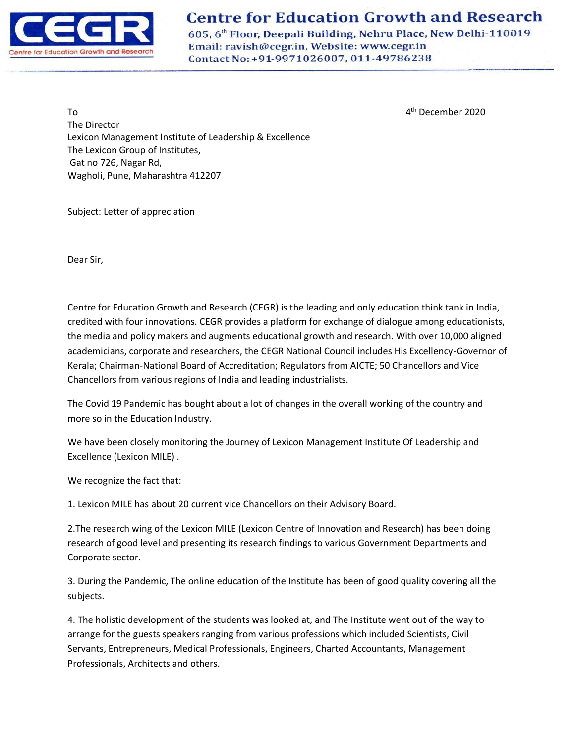# Centre for Education Growth and Research

605, 6th Floor, Deepali Building, Nehru Place, New Delhi-110019
Email: ravish@cegr.in, Website: www.cegr.in
Contact No: +91-9971026007, 011-49786238

4th December 2020

To
The Director
Lexicon Management Institute of Leadership & Excellence
The Lexicon Group of Institutes,
Gat no 726, Nagar Rd,
Wagholi, Pune, Maharashtra 412207

Subject: Letter of appreciation

Dear Sir,

Centre for Education Growth and Research (CEGR) is the leading and only education think tank in India, credited with four innovations. CEGR provides a platform for exchange of dialogue among educationists, the media and policy makers and augments educational growth and research. With over 10,000 aligned academicians, corporate and researchers, the CEGR National Council includes His Excellency-Governor of Kerala; Chairman-National Board of Accreditation; Regulators from AICTE; 50 Chancellors and Vice Chancellors from various regions of India and leading industrialists.

The Covid 19 Pandemic has bought about a lot of changes in the overall working of the country and more so in the Education Industry.

We have been closely monitoring the Journey of Lexicon Management Institute Of Leadership and Excellence (Lexicon MILE) .

We recognize the fact that:

1. Lexicon MILE has about 20 current vice Chancellors on their Advisory Board.

2. The research wing of the Lexicon MILE (Lexicon Centre of Innovation and Research) has been doing research of good level and presenting its research findings to various Government Departments and Corporate sector.

3. During the Pandemic, The online education of the Institute has been of good quality covering all the subjects.

4. The holistic development of the students was looked at, and The Institute went out of the way to arrange for the guests speakers ranging from various professions which included Scientists, Civil Servants, Entrepreneurs, Medical Professionals, Engineers, Charted Accountants, Management Professionals, Architects and others.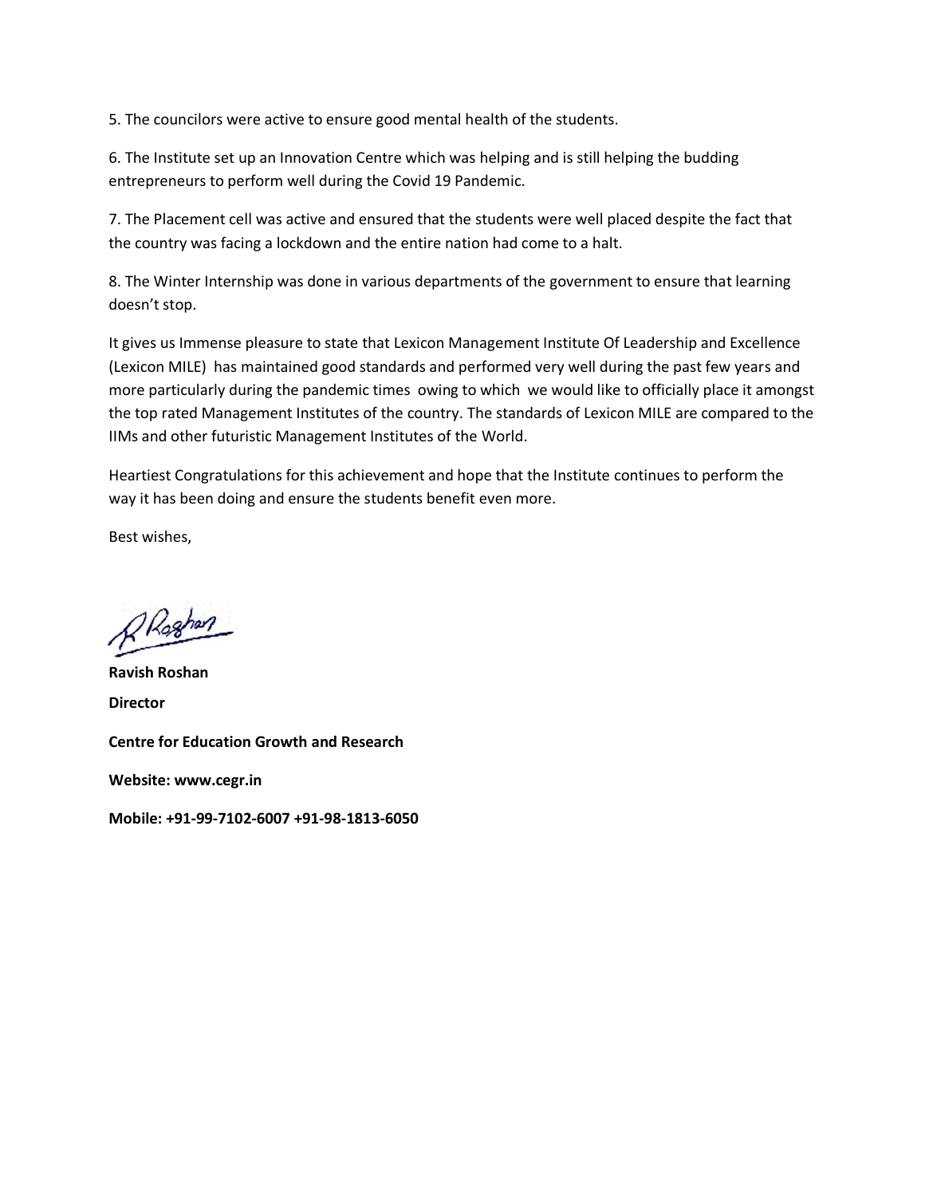5. The councilors were active to ensure good mental health of the students.

6. The Institute set up an Innovation Centre which was helping and is still helping the budding entrepreneurs to perform well during the Covid 19 Pandemic.

7. The Placement cell was active and ensured that the students were well placed despite the fact that the country was facing a lockdown and the entire nation had come to a halt.

8. The Winter Internship was done in various departments of the government to ensure that learning doesn't stop.

It gives us Immense pleasure to state that Lexicon Management Institute Of Leadership and Excellence (Lexicon MILE) has maintained good standards and performed very well during the past few years and more particularly during the pandemic times owing to which we would like to officially place it amongst the top rated Management Institutes of the country. The standards of Lexicon MILE are compared to the IIMs and other futuristic Management Institutes of the World.

Heartiest Congratulations for this achievement and hope that the Institute continues to perform the way it has been doing and ensure the students benefit even more.

Best wishes,

R Roshan

**Ravish Roshan**

**Director**

**Centre for Education Growth and Research**

**Website: www.cegr.in**

**Mobile: +91-99-7102-6007 +91-98-1813-6050**